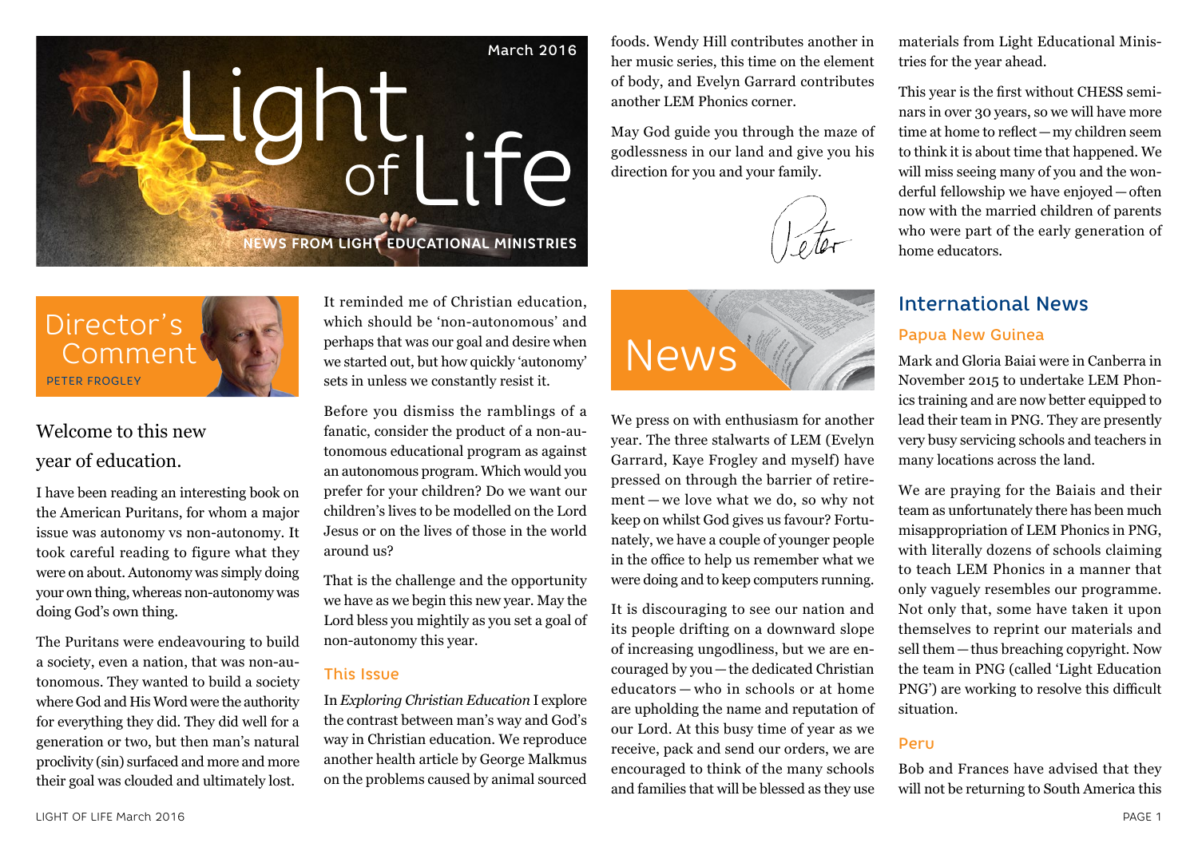# Light of Life

March 2016

NEWS FROM LIGHT EDUCATIONAL MINISTRIES

## Director's Comment

PETER FROGLEY

### Welcome to this new year of education.

I have been reading an interesting book on the American Puritans, for whom a major issue was autonomy vs non-autonomy. It took careful reading to figure what they were on about. Autonomy was simply doing your own thing, whereas non-autonomy was doing God's own thing.

The Puritans were endeavouring to build a society, even a nation, that was non-autonomous. They wanted to build a society where God and His Word were the authority for everything they did. They did well for a generation or two, but then man's natural proclivity (sin) surfaced and more and more their goal was clouded and ultimately lost.

It reminded me of Christian education, which should be 'non-autonomous' and perhaps that was our goal and desire when we started out, but how quickly 'autonomy' sets in unless we constantly resist it.

Before you dismiss the ramblings of a fanatic, consider the product of a non-autonomous educational program as against an autonomous program. Which would you prefer for your children? Do we want our children's lives to be modelled on the Lord Jesus or on the lives of those in the world around us?

That is the challenge and the opportunity we have as we begin this new year. May the Lord bless you mightily as you set a goal of non-autonomy this year.

### This Issue

In *Exploring Christian Education* I explore the contrast between man's way and God's way in Christian education. We reproduce another health article by George Malkmus on the problems caused by animal sourced foods. Wendy Hill contributes another in her music series, this time on the element of body, and Evelyn Garrard contributes another LEM Phonics corner.

May God guide you through the maze of godlessness in our land and give you his direction for you and your family.

Peter

## News

We press on with enthusiasm for another year. The three stalwarts of LEM (Evelyn Garrard, Kaye Frogley and myself) have pressed on through the barrier of retirement — we love what we do, so why not keep on whilst God gives us favour? Fortunately, we have a couple of younger people in the office to help us remember what we were doing and to keep computers running.

It is discouraging to see our nation and its people drifting on a downward slope of increasing ungodliness, but we are encouraged by you — the dedicated Christian educators — who in schools or at home are upholding the name and reputation of our Lord. At this busy time of year as we receive, pack and send our orders, we are encouraged to think of the many schools and families that will be blessed as they use materials from Light Educational Ministries for the year ahead.

This year is the first without CHESS seminars in over 30 years, so we will have more time at home to reflect — my children seem to think it is about time that happened. We will miss seeing many of you and the wonderful fellowship we have enjoyed — often now with the married children of parents who were part of the early generation of home educators.

## International News

### Papua New Guinea

Mark and Gloria Baiai were in Canberra in November 2015 to undertake LEM Phonics training and are now better equipped to lead their team in PNG. They are presently very busy servicing schools and teachers in many locations across the land.

We are praying for the Baiais and their team as unfortunately there has been much misappropriation of LEM Phonics in PNG, with literally dozens of schools claiming to teach LEM Phonics in a manner that only vaguely resembles our programme. Not only that, some have taken it upon themselves to reprint our materials and sell them — thus breaching copyright. Now the team in PNG (called 'Light Education PNG') are working to resolve this difficult situation.

### Peru

Bob and Frances have advised that they will not be returning to South America this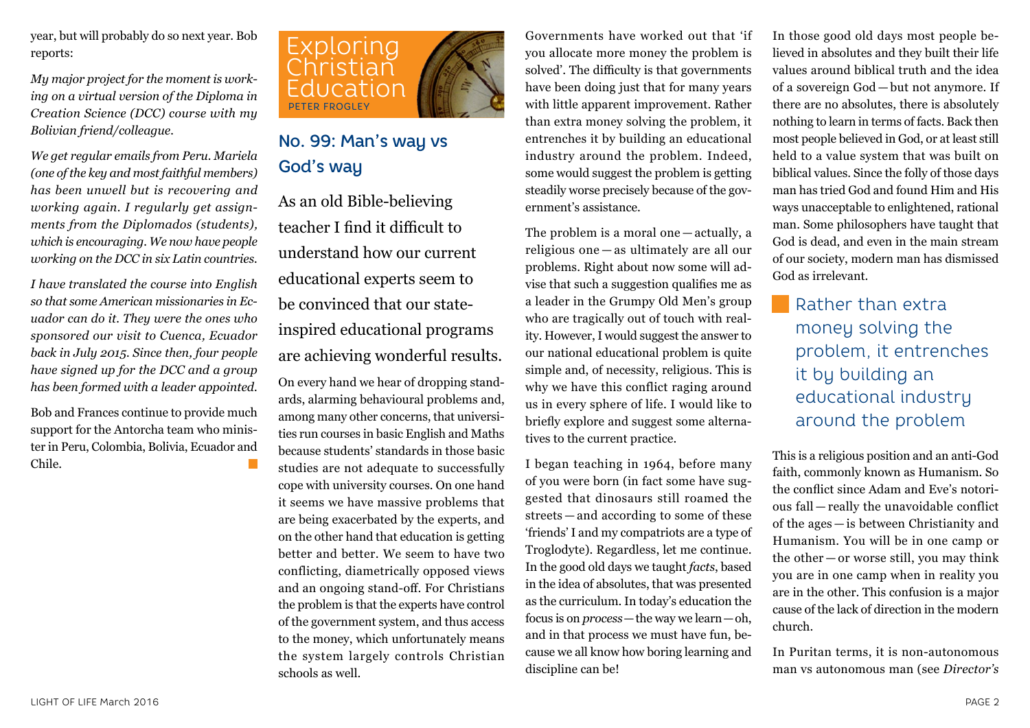year, but will probably do so next year. Bob reports:

*My major project for the moment is working on a virtual version of the Diploma in Creation Science (DCC) course with my Bolivian friend/colleague.*

*We get regular emails from Peru. Mariela (one of the key and most faithful members) has been unwell but is recovering and working again. I regularly get assignments from the Diplomados (students), which is encouraging. We now have people working on the DCC in six Latin countries.*

*I have translated the course into English so that some American missionaries in Ecuador can do it. They were the ones who sponsored our visit to Cuenca, Ecuador back in July 2015. Since then, four people have signed up for the DCC and a group has been formed with a leader appointed.*

Bob and Frances continue to provide much support for the Antorcha team who minister in Peru, Colombia, Bolivia, Ecuador and Chile.

# Exploring Christian Education

PETER FROGLEY

## No. 99: Man's way vs God's way

As an old Bible-believing teacher I find it difficult to understand how our current educational experts seem to be convinced that our state-inspired educational programs are achieving wonderful results.

On every hand we hear of dropping standards, alarming behavioural problems and, among many other concerns, that universities run courses in basic English and Maths because students' standards in those basic studies are not adequate to successfully cope with university courses. On one hand it seems we have massive problems that are being exacerbated by the experts, and on the other hand that education is getting better and better. We seem to have two conflicting, diametrically opposed views and an ongoing stand-off. For Christians the problem is that the experts have control of the government system, and thus access to the money, which unfortunately means the system largely controls Christian schools as well.

Governments have worked out that 'if you allocate more money the problem is solved'. The difficulty is that governments have been doing just that for many years with little apparent improvement. Rather than extra money solving the problem, it entrenches it by building an educational industry around the problem. Indeed, some would suggest the problem is getting steadily worse precisely because of the government's assistance.

The problem is a moral one — actually, a religious one — as ultimately are all our problems. Right about now some will advise that such a suggestion qualifies me as a leader in the Grumpy Old Men's group who are tragically out of touch with reality. However, I would suggest the answer to our national educational problem is quite simple and, of necessity, religious. This is why we have this conflict raging around us in every sphere of life. I would like to briefly explore and suggest some alternatives to the current practice.

I began teaching in 1964, before many of you were born (in fact some have suggested that dinosaurs still roamed the streets — and according to some of these 'friends' I and my compatriots are a type of Troglodyte). Regardless, let me continue. In the good old days we taught *facts*, based in the idea of absolutes, that was presented as the curriculum. In today's education the focus is on *process* — the way we learn — oh, and in that process we must have fun, because we all know how boring learning and discipline can be!

In those good old days most people believed in absolutes and they built their life values around biblical truth and the idea of a sovereign God — but not anymore. If there are no absolutes, there is absolutely nothing to learn in terms of facts. Back then most people believed in God, or at least still held to a value system that was built on biblical values. Since the folly of those days man has tried God and found Him and His ways unacceptable to enlightened, rational man. Some philosophers have taught that God is dead, and even in the main stream of our society, modern man has dismissed God as irrelevant.

> Rather than extra money solving the problem, it entrenches it by building an educational industry around the problem

This is a religious position and an anti-God faith, commonly known as Humanism. So the conflict since Adam and Eve's notorious fall — really the unavoidable conflict of the ages — is between Christianity and Humanism. You will be in one camp or the other — or worse still, you may think you are in one camp when in reality you are in the other. This confusion is a major cause of the lack of direction in the modern church.

In Puritan terms, it is non-autonomous man vs autonomous man (see *Director's*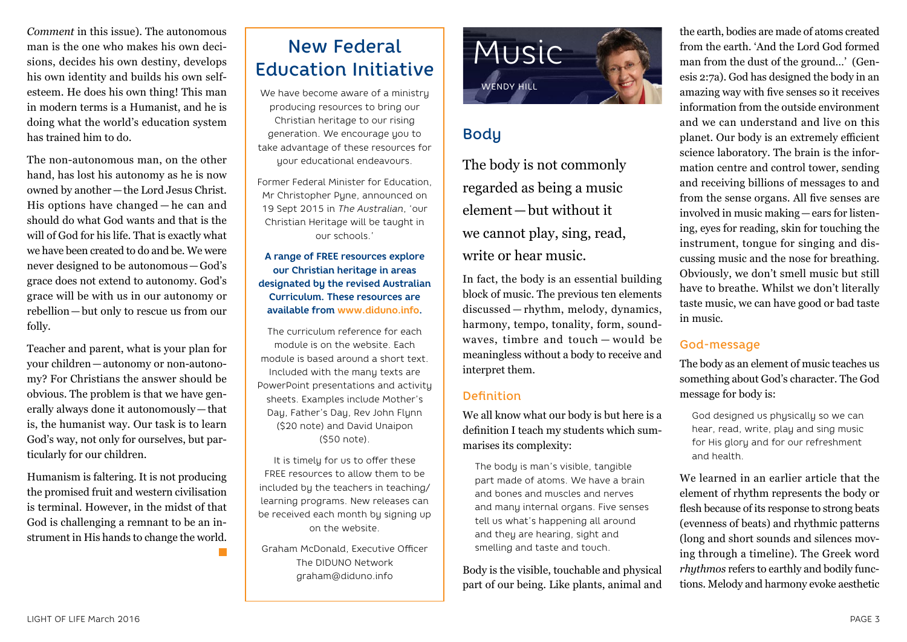*Comment* in this issue). The autonomous man is the one who makes his own decisions, decides his own destiny, develops his own identity and builds his own self-esteem. He does his own thing! This man in modern terms is a Humanist, and he is doing what the world's education system has trained him to do.

The non-autonomous man, on the other hand, has lost his autonomy as he is now owned by another—the Lord Jesus Christ. His options have changed—he can and should do what God wants and that is the will of God for his life. That is exactly what we have been created to do and be. We were never designed to be autonomous—God's grace does not extend to autonomy. God's grace will be with us in our autonomy or rebellion—but only to rescue us from our folly.

Teacher and parent, what is your plan for your children—autonomy or non-autonomy? For Christians the answer should be obvious. The problem is that we have generally always done it autonomously—that is, the humanist way. Our task is to learn God's way, not only for ourselves, but particularly for our children.

Humanism is faltering. It is not producing the promised fruit and western civilisation is terminal. However, in the midst of that God is challenging a remnant to be an instrument in His hands to change the world.

## New Federal Education Initiative

We have become aware of a ministry producing resources to bring our Christian heritage to our rising generation. We encourage you to take advantage of these resources for your educational endeavours.

Former Federal Minister for Education, Mr Christopher Pyne, announced on 19 Sept 2015 in *The Australian*, 'our Christian Heritage will be taught in our schools.'

**A range of FREE resources explore our Christian heritage in areas designated by the revised Australian Curriculum. These resources are available from www.diduno.info.**

The curriculum reference for each module is on the website. Each module is based around a short text. Included with the many texts are PowerPoint presentations and activity sheets. Examples include Mother's Day, Father's Day, Rev John Flynn ($20 note) and David Unaipon ($50 note).

It is timely for us to offer these FREE resources to allow them to be included by the teachers in teaching/learning programs. New releases can be received each month by signing up on the website.

Graham McDonald, Executive Officer
The DIDUNO Network
graham@diduno.info

# Music

WENDY HILL

## Body

The body is not commonly regarded as being a music element—but without it we cannot play, sing, read, write or hear music.

In fact, the body is an essential building block of music. The previous ten elements discussed—rhythm, melody, dynamics, harmony, tempo, tonality, form, sound-waves, timbre and touch—would be meaningless without a body to receive and interpret them.

### Definition

We all know what our body is but here is a definition I teach my students which summarises its complexity:

> The body is man's visible, tangible part made of atoms. We have a brain and bones and muscles and nerves and many internal organs. Five senses tell us what's happening all around and they are hearing, sight and smelling and taste and touch.

Body is the visible, touchable and physical part of our being. Like plants, animal and the earth, bodies are made of atoms created from the earth. 'And the Lord God formed man from the dust of the ground...' (Genesis 2:7a). God has designed the body in an amazing way with five senses so it receives information from the outside environment and we can understand and live on this planet. Our body is an extremely efficient science laboratory. The brain is the information centre and control tower, sending and receiving billions of messages to and from the sense organs. All five senses are involved in music making—ears for listening, eyes for reading, skin for touching the instrument, tongue for singing and discussing music and the nose for breathing. Obviously, we don't smell music but still have to breathe. Whilst we don't literally taste music, we can have good or bad taste in music.

### God-message

The body as an element of music teaches us something about God's character. The God message for body is:

> God designed us physically so we can hear, read, write, play and sing music for His glory and for our refreshment and health.

We learned in an earlier article that the element of rhythm represents the body or flesh because of its response to strong beats (evenness of beats) and rhythmic patterns (long and short sounds and silences moving through a timeline). The Greek word *rhythmos* refers to earthly and bodily functions. Melody and harmony evoke aesthetic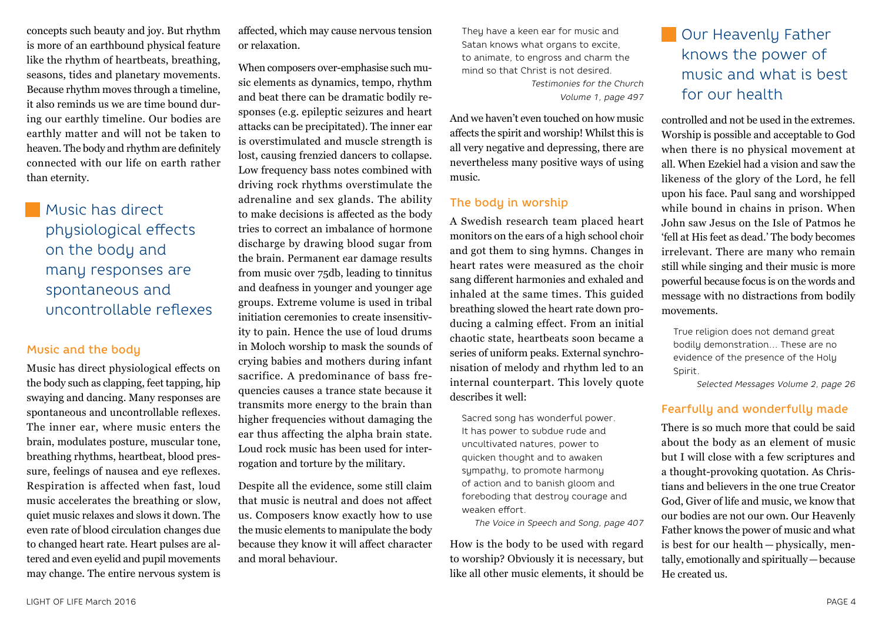concepts such beauty and joy. But rhythm is more of an earthbound physical feature like the rhythm of heartbeats, breathing, seasons, tides and planetary movements. Because rhythm moves through a timeline, it also reminds us we are time bound during our earthly timeline. Our bodies are earthly matter and will not be taken to heaven. The body and rhythm are definitely connected with our life on earth rather than eternity.

> Music has direct physiological effects on the body and many responses are spontaneous and uncontrollable reflexes

### Music and the body

Music has direct physiological effects on the body such as clapping, feet tapping, hip swaying and dancing. Many responses are spontaneous and uncontrollable reflexes. The inner ear, where music enters the brain, modulates posture, muscular tone, breathing rhythms, heartbeat, blood pressure, feelings of nausea and eye reflexes. Respiration is affected when fast, loud music accelerates the breathing or slow, quiet music relaxes and slows it down. The even rate of blood circulation changes due to changed heart rate. Heart pulses are altered and even eyelid and pupil movements may change. The entire nervous system is affected, which may cause nervous tension or relaxation.

When composers over-emphasise such music elements as dynamics, tempo, rhythm and beat there can be dramatic bodily responses (e.g. epileptic seizures and heart attacks can be precipitated). The inner ear is overstimulated and muscle strength is lost, causing frenzied dancers to collapse. Low frequency bass notes combined with driving rock rhythms overstimulate the adrenaline and sex glands. The ability to make decisions is affected as the body tries to correct an imbalance of hormone discharge by drawing blood sugar from the brain. Permanent ear damage results from music over 75db, leading to tinnitus and deafness in younger and younger age groups. Extreme volume is used in tribal initiation ceremonies to create insensitivity to pain. Hence the use of loud drums in Moloch worship to mask the sounds of crying babies and mothers during infant sacrifice. A predominance of bass frequencies causes a trance state because it transmits more energy to the brain than higher frequencies without damaging the ear thus affecting the alpha brain state. Loud rock music has been used for interrogation and torture by the military.

Despite all the evidence, some still claim that music is neutral and does not affect us. Composers know exactly how to use the music elements to manipulate the body because they know it will affect character and moral behaviour.

> They have a keen ear for music and Satan knows what organs to excite, to animate, to engross and charm the mind so that Christ is not desired.
>
> *Testimonies for the Church Volume 1, page 497*

And we haven't even touched on how music affects the spirit and worship! Whilst this is all very negative and depressing, there are nevertheless many positive ways of using music.

### The body in worship

A Swedish research team placed heart monitors on the ears of a high school choir and got them to sing hymns. Changes in heart rates were measured as the choir sang different harmonies and exhaled and inhaled at the same times. This guided breathing slowed the heart rate down producing a calming effect. From an initial chaotic state, heartbeats soon became a series of uniform peaks. External synchronisation of melody and rhythm led to an internal counterpart. This lovely quote describes it well:

> Sacred song has wonderful power. It has power to subdue rude and uncultivated natures, power to quicken thought and to awaken sympathy, to promote harmony of action and to banish gloom and foreboding that destroy courage and weaken effort.
>
> *The Voice in Speech and Song, page 407*

How is the body to be used with regard to worship? Obviously it is necessary, but like all other music elements, it should be controlled and not be used in the extremes. Worship is possible and acceptable to God when there is no physical movement at all. When Ezekiel had a vision and saw the likeness of the glory of the Lord, he fell upon his face. Paul sang and worshipped while bound in chains in prison. When John saw Jesus on the Isle of Patmos he 'fell at His feet as dead.' The body becomes irrelevant. There are many who remain still while singing and their music is more powerful because focus is on the words and message with no distractions from bodily movements.

> Our Heavenly Father knows the power of music and what is best for our health

> True religion does not demand great bodily demonstration... These are no evidence of the presence of the Holy Spirit.
>
> *Selected Messages Volume 2, page 26*

### Fearfully and wonderfully made

There is so much more that could be said about the body as an element of music but I will close with a few scriptures and a thought-provoking quotation. As Christians and believers in the one true Creator God, Giver of life and music, we know that our bodies are not our own. Our Heavenly Father knows the power of music and what is best for our health — physically, mentally, emotionally and spiritually — because He created us.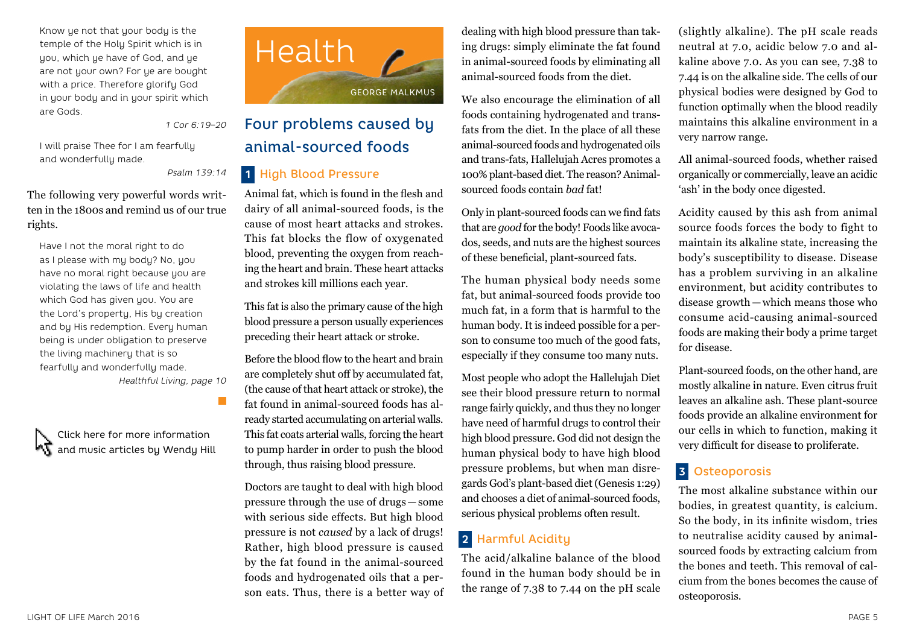> Know ye not that your body is the temple of the Holy Spirit which is in you, which ye have of God, and ye are not your own? For ye are bought with a price. Therefore glorify God in your body and in your spirit which are Gods.
>
> *1 Cor 6:19–20*

> I will praise Thee for I am fearfully and wonderfully made.
>
> *Psalm 139:14*

The following very powerful words written in the 1800s and remind us of our true rights.

> Have I not the moral right to do as I please with my body? No, you have no moral right because you are violating the laws of life and health which God has given you. You are the Lord's property, His by creation and by His redemption. Every human being is under obligation to preserve the living machinery that is so fearfully and wonderfully made.
>
> *Healthful Living, page 10*

Click here for more information and music articles by Wendy Hill

# Health

GEORGE MALKMUS

## Four problems caused by animal-sourced foods

### 1 High Blood Pressure

Animal fat, which is found in the flesh and dairy of all animal-sourced foods, is the cause of most heart attacks and strokes. This fat blocks the flow of oxygenated blood, preventing the oxygen from reaching the heart and brain. These heart attacks and strokes kill millions each year.

This fat is also the primary cause of the high blood pressure a person usually experiences preceding their heart attack or stroke.

Before the blood flow to the heart and brain are completely shut off by accumulated fat, (the cause of that heart attack or stroke), the fat found in animal-sourced foods has already started accumulating on arterial walls. This fat coats arterial walls, forcing the heart to pump harder in order to push the blood through, thus raising blood pressure.

Doctors are taught to deal with high blood pressure through the use of drugs—some with serious side effects. But high blood pressure is not *caused* by a lack of drugs! Rather, high blood pressure is caused by the fat found in the animal-sourced foods and hydrogenated oils that a person eats. Thus, there is a better way of dealing with high blood pressure than taking drugs: simply eliminate the fat found in animal-sourced foods by eliminating all animal-sourced foods from the diet.

We also encourage the elimination of all foods containing hydrogenated and trans-fats from the diet. In the place of all these animal-sourced foods and hydrogenated oils and trans-fats, Hallelujah Acres promotes a 100% plant-based diet. The reason? Animal-sourced foods contain *bad* fat!

Only in plant-sourced foods can we find fats that are *good* for the body! Foods like avocados, seeds, and nuts are the highest sources of these beneficial, plant-sourced fats.

The human physical body needs some fat, but animal-sourced foods provide too much fat, in a form that is harmful to the human body. It is indeed possible for a person to consume too much of the good fats, especially if they consume too many nuts.

Most people who adopt the Hallelujah Diet see their blood pressure return to normal range fairly quickly, and thus they no longer have need of harmful drugs to control their high blood pressure. God did not design the human physical body to have high blood pressure problems, but when man disregards God's plant-based diet (Genesis 1:29) and chooses a diet of animal-sourced foods, serious physical problems often result.

### 2 Harmful Acidity

The acid/alkaline balance of the blood found in the human body should be in the range of 7.38 to 7.44 on the pH scale (slightly alkaline). The pH scale reads neutral at 7.0, acidic below 7.0 and alkaline above 7.0. As you can see, 7.38 to 7.44 is on the alkaline side. The cells of our physical bodies were designed by God to function optimally when the blood readily maintains this alkaline environment in a very narrow range.

All animal-sourced foods, whether raised organically or commercially, leave an acidic 'ash' in the body once digested.

Acidity caused by this ash from animal source foods forces the body to fight to maintain its alkaline state, increasing the body's susceptibility to disease. Disease has a problem surviving in an alkaline environment, but acidity contributes to disease growth—which means those who consume acid-causing animal-sourced foods are making their body a prime target for disease.

Plant-sourced foods, on the other hand, are mostly alkaline in nature. Even citrus fruit leaves an alkaline ash. These plant-source foods provide an alkaline environment for our cells in which to function, making it very difficult for disease to proliferate.

### 3 Osteoporosis

The most alkaline substance within our bodies, in greatest quantity, is calcium. So the body, in its infinite wisdom, tries to neutralise acidity caused by animal-sourced foods by extracting calcium from the bones and teeth. This removal of calcium from the bones becomes the cause of osteoporosis.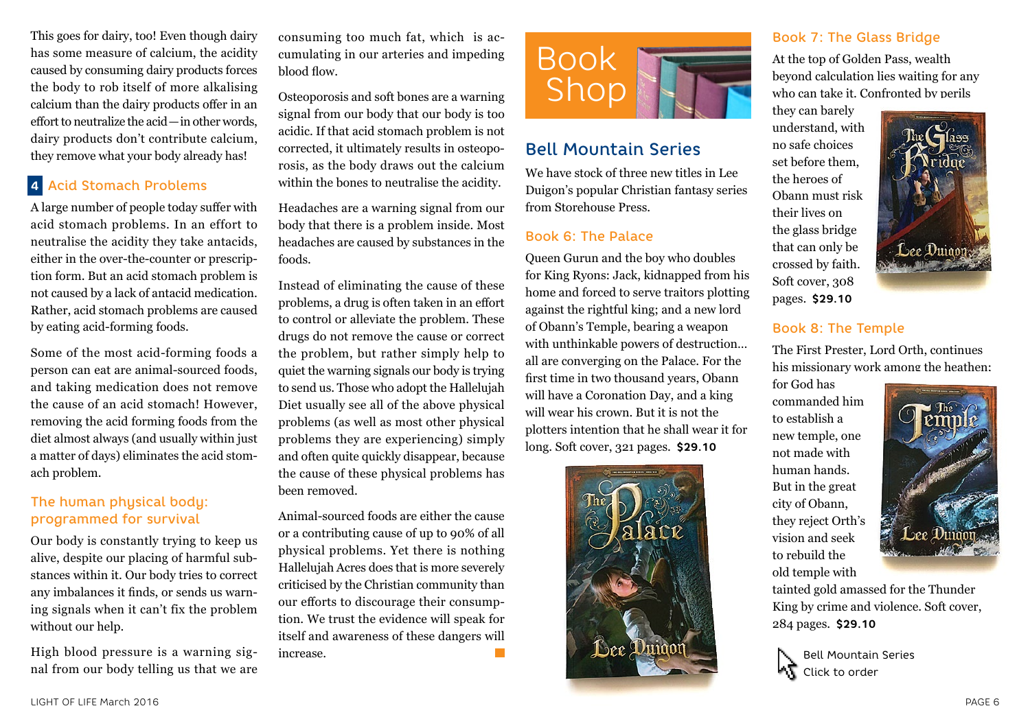This goes for dairy, too! Even though dairy has some measure of calcium, the acidity caused by consuming dairy products forces the body to rob itself of more alkalising calcium than the dairy products offer in an effort to neutralize the acid—in other words, dairy products don't contribute calcium, they remove what your body already has!

## 4 Acid Stomach Problems

A large number of people today suffer with acid stomach problems. In an effort to neutralise the acidity they take antacids, either in the over-the-counter or prescription form. But an acid stomach problem is not caused by a lack of antacid medication. Rather, acid stomach problems are caused by eating acid-forming foods.

Some of the most acid-forming foods a person can eat are animal-sourced foods, and taking medication does not remove the cause of an acid stomach! However, removing the acid forming foods from the diet almost always (and usually within just a matter of days) eliminates the acid stomach problem.

### The human physical body: programmed for survival

Our body is constantly trying to keep us alive, despite our placing of harmful substances within it. Our body tries to correct any imbalances it finds, or sends us warning signals when it can't fix the problem without our help.

High blood pressure is a warning signal from our body telling us that we are consuming too much fat, which is accumulating in our arteries and impeding blood flow.

Osteoporosis and soft bones are a warning signal from our body that our body is too acidic. If that acid stomach problem is not corrected, it ultimately results in osteoporosis, as the body draws out the calcium within the bones to neutralise the acidity.

Headaches are a warning signal from our body that there is a problem inside. Most headaches are caused by substances in the foods.

Instead of eliminating the cause of these problems, a drug is often taken in an effort to control or alleviate the problem. These drugs do not remove the cause or correct the problem, but rather simply help to quiet the warning signals our body is trying to send us. Those who adopt the Hallelujah Diet usually see all of the above physical problems (as well as most other physical problems they are experiencing) simply and often quite quickly disappear, because the cause of these physical problems has been removed.

Animal-sourced foods are either the cause or a contributing cause of up to 90% of all physical problems. Yet there is nothing Hallelujah Acres does that is more severely criticised by the Christian community than our efforts to discourage their consumption. We trust the evidence will speak for itself and awareness of these dangers will increase.

# Book Shop

## Bell Mountain Series

We have stock of three new titles in Lee Duigon's popular Christian fantasy series from Storehouse Press.

### Book 6: The Palace

Queen Gurun and the boy who doubles for King Ryons: Jack, kidnapped from his home and forced to serve traitors plotting against the rightful king; and a new lord of Obann's Temple, bearing a weapon with unthinkable powers of destruction... all are converging on the Palace. For the first time in two thousand years, Obann will have a Coronation Day, and a king will wear his crown. But it is not the plotters intention that he shall wear it for long. Soft cover, 321 pages. **$29.10**

### Book 7: The Glass Bridge

At the top of Golden Pass, wealth beyond calculation lies waiting for any who can take it. Confronted by perils they can barely understand, with no safe choices set before them, the heroes of Obann must risk their lives on the glass bridge that can only be crossed by faith. Soft cover, 308 pages. **$29.10**

### Book 8: The Temple

The First Prester, Lord Orth, continues his missionary work among the heathen: for God has commanded him to establish a new temple, one not made with human hands. But in the great city of Obann, they reject Orth's vision and seek to rebuild the old temple with tainted gold amassed for the Thunder King by crime and violence. Soft cover, 284 pages. **$29.10**

Bell Mountain Series
Click to order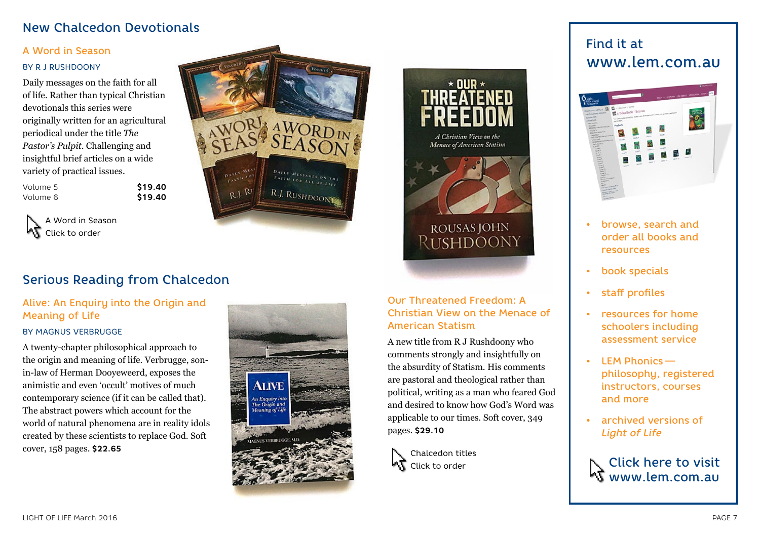## New Chalcedon Devotionals

### A Word in Season

BY R J RUSHDOONY

Daily messages on the faith for all of life. Rather than typical Christian devotionals this series were originally written for an agricultural periodical under the title *The Pastor's Pulpit*. Challenging and insightful brief articles on a wide variety of practical issues.

| | |
|---|---|
| Volume 5 | **$19.40** |
| Volume 6 | **$19.40** |

A Word in Season
Click to order

## Serious Reading from Chalcedon

### Alive: An Enquiry into the Origin and Meaning of Life

BY MAGNUS VERBRUGGE

A twenty-chapter philosophical approach to the origin and meaning of life. Verbrugge, son-in-law of Herman Dooyeweerd, exposes the animistic and even 'occult' motives of much contemporary science (if it can be called that). The abstract powers which account for the world of natural phenomena are in reality idols created by these scientists to replace God. Soft cover, 158 pages. **$22.65**

### Our Threatened Freedom: A Christian View on the Menace of American Statism

A new title from R J Rushdoony who comments strongly and insightfully on the absurdity of Statism. His comments are pastoral and theological rather than political, writing as a man who feared God and desired to know how God's Word was applicable to our times. Soft cover, 349 pages. **$29.10**

Chalcedon titles
Click to order

## Find it at www.lem.com.au

- browse, search and order all books and resources
- book specials
- staff profiles
- resources for home schoolers including assessment service
- LEM Phonics — philosophy, registered instructors, courses and more
- archived versions of *Light of Life*

Click here to visit www.lem.com.au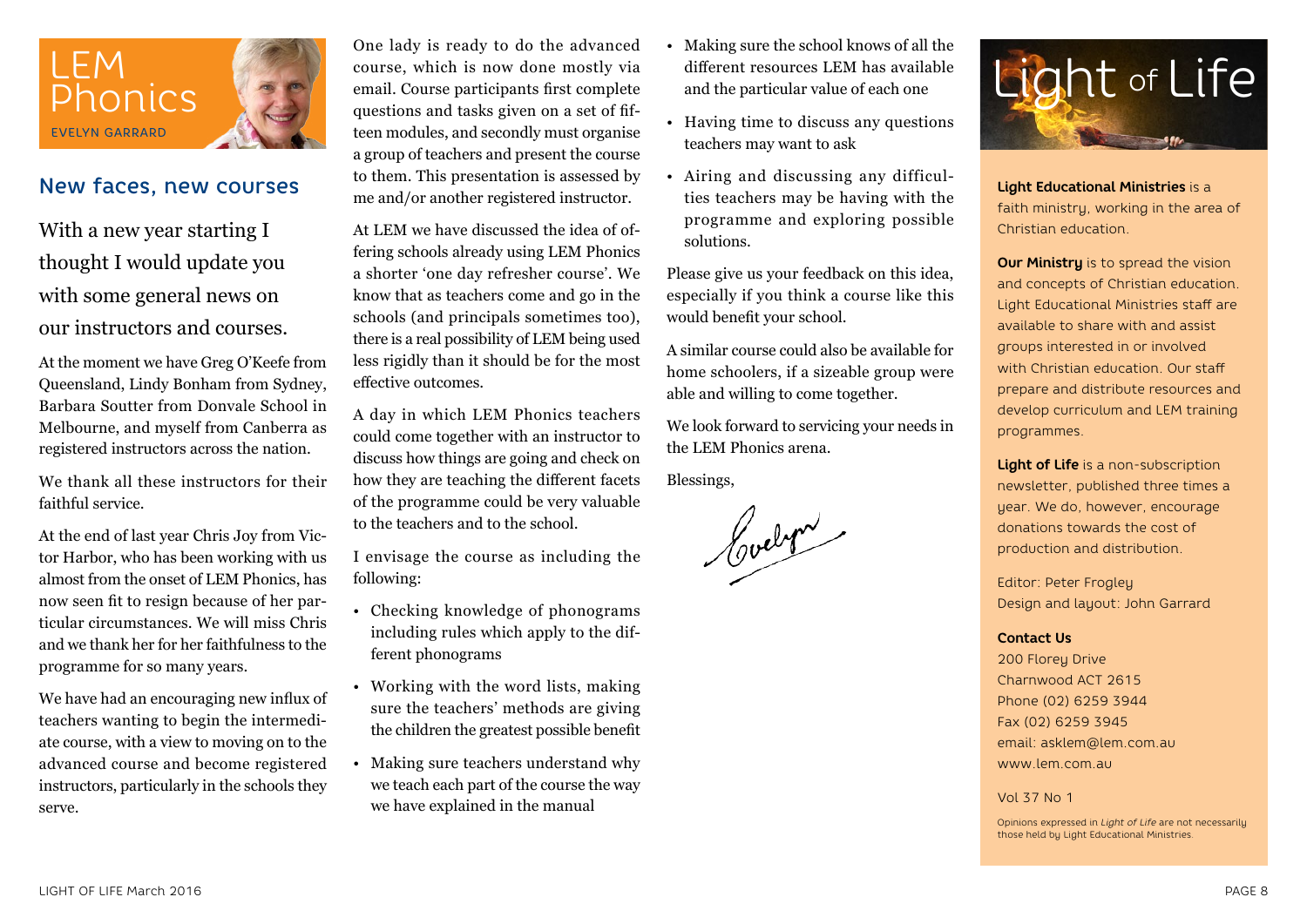# LEM Phonics

EVELYN GARRARD

## New faces, new courses

With a new year starting I thought I would update you with some general news on our instructors and courses.

At the moment we have Greg O'Keefe from Queensland, Lindy Bonham from Sydney, Barbara Soutter from Donvale School in Melbourne, and myself from Canberra as registered instructors across the nation.

We thank all these instructors for their faithful service.

At the end of last year Chris Joy from Victor Harbor, who has been working with us almost from the onset of LEM Phonics, has now seen fit to resign because of her particular circumstances. We will miss Chris and we thank her for her faithfulness to the programme for so many years.

We have had an encouraging new influx of teachers wanting to begin the intermediate course, with a view to moving on to the advanced course and become registered instructors, particularly in the schools they serve.

One lady is ready to do the advanced course, which is now done mostly via email. Course participants first complete questions and tasks given on a set of fifteen modules, and secondly must organise a group of teachers and present the course to them. This presentation is assessed by me and/or another registered instructor.

At LEM we have discussed the idea of offering schools already using LEM Phonics a shorter 'one day refresher course'. We know that as teachers come and go in the schools (and principals sometimes too), there is a real possibility of LEM being used less rigidly than it should be for the most effective outcomes.

A day in which LEM Phonics teachers could come together with an instructor to discuss how things are going and check on how they are teaching the different facets of the programme could be very valuable to the teachers and to the school.

I envisage the course as including the following:

- Checking knowledge of phonograms including rules which apply to the different phonograms
- Working with the word lists, making sure the teachers' methods are giving the children the greatest possible benefit
- Making sure teachers understand why we teach each part of the course the way we have explained in the manual
- Making sure the school knows of all the different resources LEM has available and the particular value of each one
- Having time to discuss any questions teachers may want to ask
- Airing and discussing any difficulties teachers may be having with the programme and exploring possible solutions.

Please give us your feedback on this idea, especially if you think a course like this would benefit your school.

A similar course could also be available for home schoolers, if a sizeable group were able and willing to come together.

We look forward to servicing your needs in the LEM Phonics arena.

Blessings,

Evelyn

# Light of Life

**Light Educational Ministries** is a faith ministry, working in the area of Christian education.

**Our Ministry** is to spread the vision and concepts of Christian education. Light Educational Ministries staff are available to share with and assist groups interested in or involved with Christian education. Our staff prepare and distribute resources and develop curriculum and LEM training programmes.

**Light of Life** is a non-subscription newsletter, published three times a year. We do, however, encourage donations towards the cost of production and distribution.

Editor: Peter Frogley
Design and layout: John Garrard

**Contact Us**
200 Florey Drive
Charnwood ACT 2615
Phone (02) 6259 3944
Fax (02) 6259 3945
email: asklem@lem.com.au
www.lem.com.au

Vol 37 No 1

Opinions expressed in *Light of Life* are not necessarily those held by Light Educational Ministries.